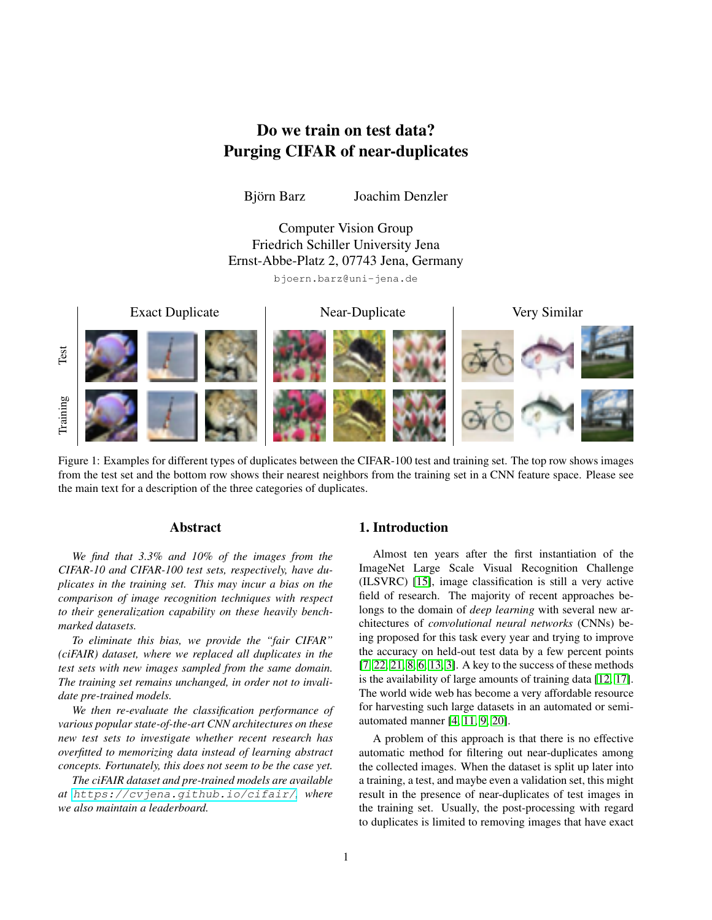# Do we train on test data? Purging CIFAR of near-duplicates

Björn Barz Joachim Denzler

Computer Vision Group
Friedrich Schiller University Jena
Ernst-Abbe-Platz 2, 07743 Jena, Germany

bjoern.barz@uni-jena.de

Figure 1: Examples for different types of duplicates between the CIFAR-100 test and training set. The top row shows images from the test set and the bottom row shows their nearest neighbors from the training set in a CNN feature space. Please see the main text for a description of the three categories of duplicates.

## Abstract

*We find that 3.3% and 10% of the images from the CIFAR-10 and CIFAR-100 test sets, respectively, have duplicates in the training set. This may incur a bias on the comparison of image recognition techniques with respect to their generalization capability on these heavily benchmarked datasets.*

*To eliminate this bias, we provide the "fair CIFAR" (ciFAIR) dataset, where we replaced all duplicates in the test sets with new images sampled from the same domain. The training set remains unchanged, in order not to invalidate pre-trained models.*

*We then re-evaluate the classification performance of various popular state-of-the-art CNN architectures on these new test sets to investigate whether recent research has overfitted to memorizing data instead of learning abstract concepts. Fortunately, this does not seem to be the case yet.*

*The ciFAIR dataset and pre-trained models are available at https://cvjena.github.io/cifair/, where we also maintain a leaderboard.*

## 1. Introduction

Almost ten years after the first instantiation of the ImageNet Large Scale Visual Recognition Challenge (ILSVRC) [15], image classification is still a very active field of research. The majority of recent approaches belongs to the domain of *deep learning* with several new architectures of *convolutional neural networks* (CNNs) being proposed for this task every year and trying to improve the accuracy on held-out test data by a few percent points [7, 22, 21, 8, 6, 13, 3]. A key to the success of these methods is the availability of large amounts of training data [12, 17]. The world wide web has become a very affordable resource for harvesting such large datasets in an automated or semi-automated manner [4, 11, 9, 20].

A problem of this approach is that there is no effective automatic method for filtering out near-duplicates among the collected images. When the dataset is split up later into a training, a test, and maybe even a validation set, this might result in the presence of near-duplicates of test images in the training set. Usually, the post-processing with regard to duplicates is limited to removing images that have exact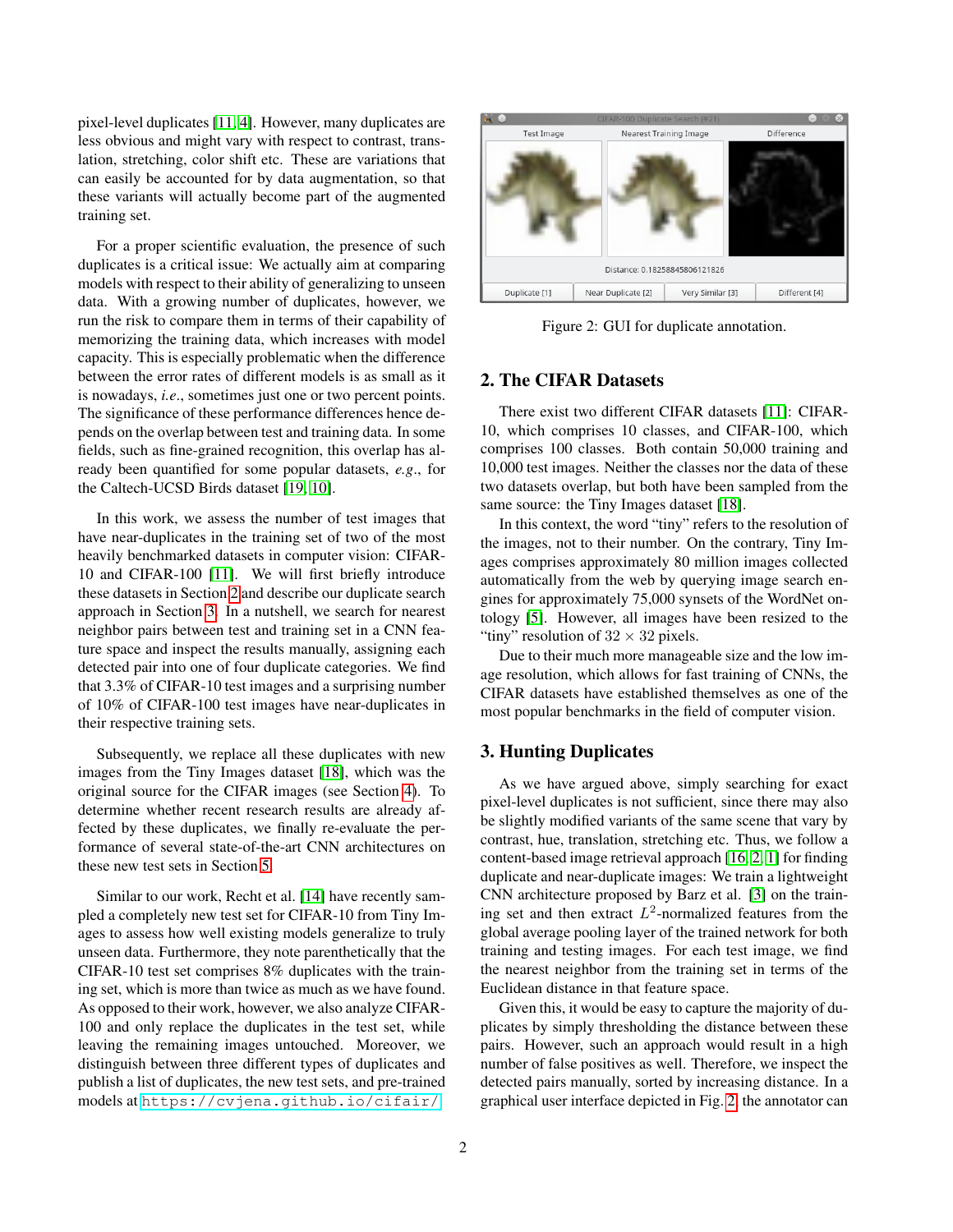pixel-level duplicates [11, 4]. However, many duplicates are less obvious and might vary with respect to contrast, translation, stretching, color shift etc. These are variations that can easily be accounted for by data augmentation, so that these variants will actually become part of the augmented training set.

For a proper scientific evaluation, the presence of such duplicates is a critical issue: We actually aim at comparing models with respect to their ability of generalizing to unseen data. With a growing number of duplicates, however, we run the risk to compare them in terms of their capability of memorizing the training data, which increases with model capacity. This is especially problematic when the difference between the error rates of different models is as small as it is nowadays, *i.e.*, sometimes just one or two percent points. The significance of these performance differences hence depends on the overlap between test and training data. In some fields, such as fine-grained recognition, this overlap has already been quantified for some popular datasets, *e.g.*, for the Caltech-UCSD Birds dataset [19, 10].

In this work, we assess the number of test images that have near-duplicates in the training set of two of the most heavily benchmarked datasets in computer vision: CIFAR-10 and CIFAR-100 [11]. We will first briefly introduce these datasets in Section 2 and describe our duplicate search approach in Section 3. In a nutshell, we search for nearest neighbor pairs between test and training set in a CNN feature space and inspect the results manually, assigning each detected pair into one of four duplicate categories. We find that 3.3% of CIFAR-10 test images and a surprising number of 10% of CIFAR-100 test images have near-duplicates in their respective training sets.

Subsequently, we replace all these duplicates with new images from the Tiny Images dataset [18], which was the original source for the CIFAR images (see Section 4). To determine whether recent research results are already affected by these duplicates, we finally re-evaluate the performance of several state-of-the-art CNN architectures on these new test sets in Section 5.

Similar to our work, Recht et al. [14] have recently sampled a completely new test set for CIFAR-10 from Tiny Images to assess how well existing models generalize to truly unseen data. Furthermore, they note parenthetically that the CIFAR-10 test set comprises 8% duplicates with the training set, which is more than twice as much as we have found. As opposed to their work, however, we also analyze CIFAR-100 and only replace the duplicates in the test set, while leaving the remaining images untouched. Moreover, we distinguish between three different types of duplicates and publish a list of duplicates, the new test sets, and pre-trained models at https://cvjena.github.io/cifair/.

Figure 2: GUI for duplicate annotation.

## 2. The CIFAR Datasets

There exist two different CIFAR datasets [11]: CIFAR-10, which comprises 10 classes, and CIFAR-100, which comprises 100 classes. Both contain 50,000 training and 10,000 test images. Neither the classes nor the data of these two datasets overlap, but both have been sampled from the same source: the Tiny Images dataset [18].

In this context, the word "tiny" refers to the resolution of the images, not to their number. On the contrary, Tiny Images comprises approximately 80 million images collected automatically from the web by querying image search engines for approximately 75,000 synsets of the WordNet ontology [5]. However, all images have been resized to the "tiny" resolution of $32 \times 32$ pixels.

Due to their much more manageable size and the low image resolution, which allows for fast training of CNNs, the CIFAR datasets have established themselves as one of the most popular benchmarks in the field of computer vision.

## 3. Hunting Duplicates

As we have argued above, simply searching for exact pixel-level duplicates is not sufficient, since there may also be slightly modified variants of the same scene that vary by contrast, hue, translation, stretching etc. Thus, we follow a content-based image retrieval approach [16, 2, 1] for finding duplicate and near-duplicate images: We train a lightweight CNN architecture proposed by Barz et al. [3] on the training set and then extract $L^2$-normalized features from the global average pooling layer of the trained network for both training and testing images. For each test image, we find the nearest neighbor from the training set in terms of the Euclidean distance in that feature space.

Given this, it would be easy to capture the majority of duplicates by simply thresholding the distance between these pairs. However, such an approach would result in a high number of false positives as well. Therefore, we inspect the detected pairs manually, sorted by increasing distance. In a graphical user interface depicted in Fig. 2, the annotator can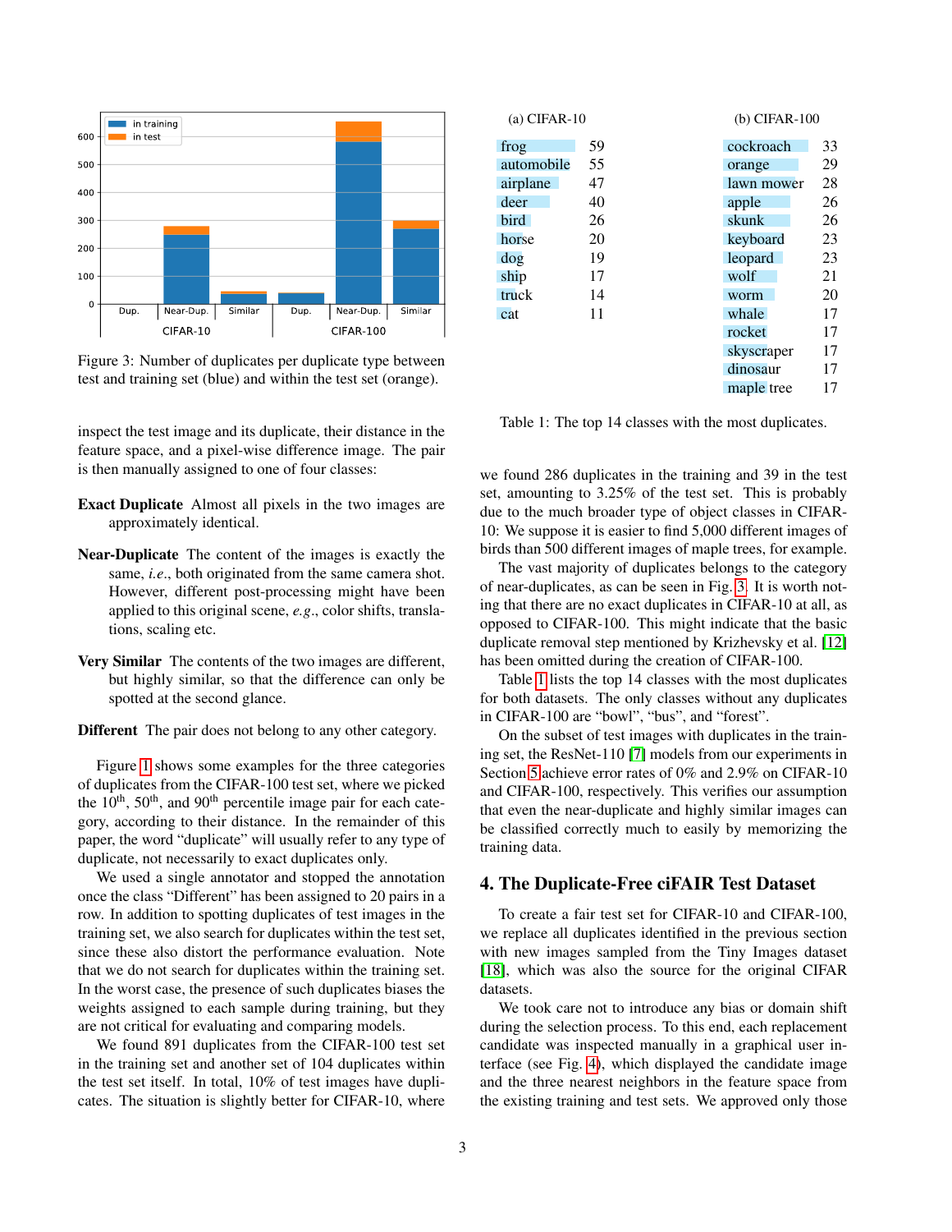Figure 3: Number of duplicates per duplicate type between test and training set (blue) and within the test set (orange).

inspect the test image and its duplicate, their distance in the feature space, and a pixel-wise difference image. The pair is then manually assigned to one of four classes:

**Exact Duplicate** Almost all pixels in the two images are approximately identical.

**Near-Duplicate** The content of the images is exactly the same, *i.e.*, both originated from the same camera shot. However, different post-processing might have been applied to this original scene, *e.g.*, color shifts, translations, scaling etc.

**Very Similar** The contents of the two images are different, but highly similar, so that the difference can only be spotted at the second glance.

**Different** The pair does not belong to any other category.

Figure 1 shows some examples for the three categories of duplicates from the CIFAR-100 test set, where we picked the 10th, 50th, and 90th percentile image pair for each category, according to their distance. In the remainder of this paper, the word "duplicate" will usually refer to any type of duplicate, not necessarily to exact duplicates only.

We used a single annotator and stopped the annotation once the class "Different" has been assigned to 20 pairs in a row. In addition to spotting duplicates of test images in the training set, we also search for duplicates within the test set, since these also distort the performance evaluation. Note that we do not search for duplicates within the training set. In the worst case, the presence of such duplicates biases the weights assigned to each sample during training, but they are not critical for evaluating and comparing models.

We found 891 duplicates from the CIFAR-100 test set in the training set and another set of 104 duplicates within the test set itself. In total, 10% of test images have duplicates. The situation is slightly better for CIFAR-10, where

| (a) CIFAR-10 | | (b) CIFAR-100 | |
|---|---|---|---|
| frog | 59 | cockroach | 33 |
| automobile | 55 | orange | 29 |
| airplane | 47 | lawn mower | 28 |
| deer | 40 | apple | 26 |
| bird | 26 | skunk | 26 |
| horse | 20 | keyboard | 23 |
| dog | 19 | leopard | 23 |
| ship | 17 | wolf | 21 |
| truck | 14 | worm | 20 |
| cat | 11 | whale | 17 |
| | | rocket | 17 |
| | | skyscraper | 17 |
| | | dinosaur | 17 |
| | | maple tree | 17 |

Table 1: The top 14 classes with the most duplicates.

we found 286 duplicates in the training and 39 in the test set, amounting to 3.25% of the test set. This is probably due to the much broader type of object classes in CIFAR-10: We suppose it is easier to find 5,000 different images of birds than 500 different images of maple trees, for example.

The vast majority of duplicates belongs to the category of near-duplicates, as can be seen in Fig. 3. It is worth noting that there are no exact duplicates in CIFAR-10 at all, as opposed to CIFAR-100. This might indicate that the basic duplicate removal step mentioned by Krizhevsky et al. [12] has been omitted during the creation of CIFAR-100.

Table 1 lists the top 14 classes with the most duplicates for both datasets. The only classes without any duplicates in CIFAR-100 are "bowl", "bus", and "forest".

On the subset of test images with duplicates in the training set, the ResNet-110 [7] models from our experiments in Section 5 achieve error rates of 0% and 2.9% on CIFAR-10 and CIFAR-100, respectively. This verifies our assumption that even the near-duplicate and highly similar images can be classified correctly much to easily by memorizing the training data.

## 4. The Duplicate-Free ciFAIR Test Dataset

To create a fair test set for CIFAR-10 and CIFAR-100, we replace all duplicates identified in the previous section with new images sampled from the Tiny Images dataset [18], which was also the source for the original CIFAR datasets.

We took care not to introduce any bias or domain shift during the selection process. To this end, each replacement candidate was inspected manually in a graphical user interface (see Fig. 4), which displayed the candidate image and the three nearest neighbors in the feature space from the existing training and test sets. We approved only those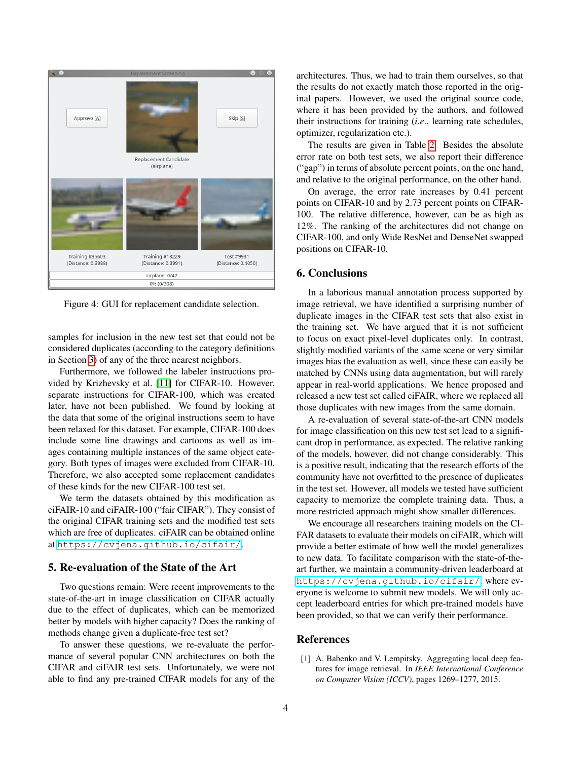Figure 4: GUI for replacement candidate selection.

samples for inclusion in the new test set that could not be considered duplicates (according to the category definitions in Section 3) of any of the three nearest neighbors.

Furthermore, we followed the labeler instructions provided by Krizhevsky et al. [11] for CIFAR-10. However, separate instructions for CIFAR-100, which was created later, have not been published. We found by looking at the data that some of the original instructions seem to have been relaxed for this dataset. For example, CIFAR-100 does include some line drawings and cartoons as well as images containing multiple instances of the same object category. Both types of images were excluded from CIFAR-10. Therefore, we also accepted some replacement candidates of these kinds for the new CIFAR-100 test set.

We term the datasets obtained by this modification as ciFAIR-10 and ciFAIR-100 ("fair CIFAR"). They consist of the original CIFAR training sets and the modified test sets which are free of duplicates. ciFAIR can be obtained online at https://cvjena.github.io/cifair/.

## 5. Re-evaluation of the State of the Art

Two questions remain: Were recent improvements to the state-of-the-art in image classification on CIFAR actually due to the effect of duplicates, which can be memorized better by models with higher capacity? Does the ranking of methods change given a duplicate-free test set?

To answer these questions, we re-evaluate the performance of several popular CNN architectures on both the CIFAR and ciFAIR test sets. Unfortunately, we were not able to find any pre-trained CIFAR models for any of the architectures. Thus, we had to train them ourselves, so that the results do not exactly match those reported in the original papers. However, we used the original source code, where it has been provided by the authors, and followed their instructions for training (*i.e.*, learning rate schedules, optimizer, regularization etc.).

The results are given in Table 2. Besides the absolute error rate on both test sets, we also report their difference ("gap") in terms of absolute percent points, on the one hand, and relative to the original performance, on the other hand.

On average, the error rate increases by 0.41 percent points on CIFAR-10 and by 2.73 percent points on CIFAR-100. The relative difference, however, can be as high as 12%. The ranking of the architectures did not change on CIFAR-100, and only Wide ResNet and DenseNet swapped positions on CIFAR-10.

## 6. Conclusions

In a laborious manual annotation process supported by image retrieval, we have identified a surprising number of duplicate images in the CIFAR test sets that also exist in the training set. We have argued that it is not sufficient to focus on exact pixel-level duplicates only. In contrast, slightly modified variants of the same scene or very similar images bias the evaluation as well, since these can easily be matched by CNNs using data augmentation, but will rarely appear in real-world applications. We hence proposed and released a new test set called ciFAIR, where we replaced all those duplicates with new images from the same domain.

A re-evaluation of several state-of-the-art CNN models for image classification on this new test set lead to a significant drop in performance, as expected. The relative ranking of the models, however, did not change considerably. This is a positive result, indicating that the research efforts of the community have not overfitted to the presence of duplicates in the test set. However, all models we tested have sufficient capacity to memorize the complete training data. Thus, a more restricted approach might show smaller differences.

We encourage all researchers training models on the CIFAR datasets to evaluate their models on ciFAIR, which will provide a better estimate of how well the model generalizes to new data. To facilitate comparison with the state-of-the-art further, we maintain a community-driven leaderboard at https://cvjena.github.io/cifair/, where everyone is welcome to submit new models. We will only accept leaderboard entries for which pre-trained models have been provided, so that we can verify their performance.

## References

[1] A. Babenko and V. Lempitsky. Aggregating local deep features for image retrieval. In *IEEE International Conference on Computer Vision (ICCV)*, pages 1269–1277, 2015.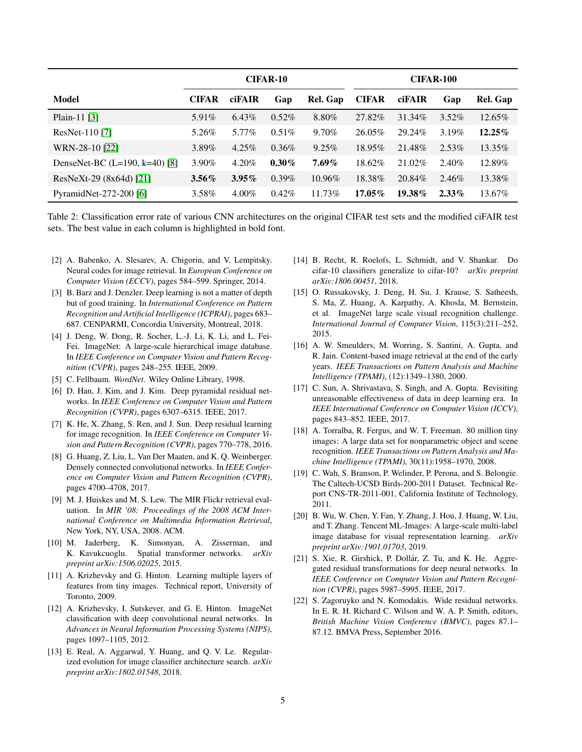| Model | CIFAR-10 | | | | CIFAR-100 | | | |
|---|---|---|---|---|---|---|---|---|
| | **CIFAR** | **ciFAIR** | **Gap** | **Rel. Gap** | **CIFAR** | **ciFAIR** | **Gap** | **Rel. Gap** |
| Plain-11 [3] | 5.91% | 6.43% | 0.52% | 8.80% | 27.82% | 31.34% | 3.52% | 12.65% |
| ResNet-110 [7] | 5.26% | 5.77% | 0.51% | 9.70% | 26.05% | 29.24% | 3.19% | **12.25%** |
| WRN-28-10 [22] | 3.89% | 4.25% | 0.36% | 9.25% | 18.95% | 21.48% | 2.53% | 13.35% |
| DenseNet-BC (L=190, k=40) [8] | 3.90% | 4.20% | **0.30%** | **7.69%** | 18.62% | 21.02% | 2.40% | 12.89% |
| ResNeXt-29 (8x64d) [21] | **3.56%** | **3.95%** | 0.39% | 10.96% | 18.38% | 20.84% | 2.46% | 13.38% |
| PyramidNet-272-200 [6] | 3.58% | 4.00% | 0.42% | 11.73% | **17.05%** | **19.38%** | **2.33%** | 13.67% |

Table 2: Classification error rate of various CNN architectures on the original CIFAR test sets and the modified ciFAIR test sets. The best value in each column is highlighted in bold font.

[2] A. Babenko, A. Slesarev, A. Chigorin, and V. Lempitsky. Neural codes for image retrieval. In *European Conference on Computer Vision (ECCV)*, pages 584–599. Springer, 2014.

[3] B. Barz and J. Denzler. Deep learning is not a matter of depth but of good training. In *International Conference on Pattern Recognition and Artificial Intelligence (ICPRAI)*, pages 683–687. CENPARMI, Concordia University, Montreal, 2018.

[4] J. Deng, W. Dong, R. Socher, L.-J. Li, K. Li, and L. Fei-Fei. ImageNet: A large-scale hierarchical image database. In *IEEE Conference on Computer Vision and Pattern Recognition (CVPR)*, pages 248–255. IEEE, 2009.

[5] C. Fellbaum. *WordNet*. Wiley Online Library, 1998.

[6] D. Han, J. Kim, and J. Kim. Deep pyramidal residual networks. In *IEEE Conference on Computer Vision and Pattern Recognition (CVPR)*, pages 6307–6315. IEEE, 2017.

[7] K. He, X. Zhang, S. Ren, and J. Sun. Deep residual learning for image recognition. In *IEEE Conference on Computer Vision and Pattern Recognition (CVPR)*, pages 770–778, 2016.

[8] G. Huang, Z. Liu, L. Van Der Maaten, and K. Q. Weinberger. Densely connected convolutional networks. In *IEEE Conference on Computer Vision and Pattern Recognition (CVPR)*, pages 4700–4708, 2017.

[9] M. J. Huiskes and M. S. Lew. The MIR Flickr retrieval evaluation. In *MIR '08: Proceedings of the 2008 ACM International Conference on Multimedia Information Retrieval*, New York, NY, USA, 2008. ACM.

[10] M. Jaderberg, K. Simonyan, A. Zisserman, and K. Kavukcuoglu. Spatial transformer networks. *arXiv preprint arXiv:1506.02025*, 2015.

[11] A. Krizhevsky and G. Hinton. Learning multiple layers of features from tiny images. Technical report, University of Toronto, 2009.

[12] A. Krizhevsky, I. Sutskever, and G. E. Hinton. ImageNet classification with deep convolutional neural networks. In *Advances in Neural Information Processing Systems (NIPS)*, pages 1097–1105, 2012.

[13] E. Real, A. Aggarwal, Y. Huang, and Q. V. Le. Regularized evolution for image classifier architecture search. *arXiv preprint arXiv:1802.01548*, 2018.

[14] B. Recht, R. Roelofs, L. Schmidt, and V. Shankar. Do cifar-10 classifiers generalize to cifar-10? *arXiv preprint arXiv:1806.00451*, 2018.

[15] O. Russakovsky, J. Deng, H. Su, J. Krause, S. Satheesh, S. Ma, Z. Huang, A. Karpathy, A. Khosla, M. Bernstein, et al. ImageNet large scale visual recognition challenge. *International Journal of Computer Vision*, 115(3):211–252, 2015.

[16] A. W. Smeulders, M. Worring, S. Santini, A. Gupta, and R. Jain. Content-based image retrieval at the end of the early years. *IEEE Transactions on Pattern Analysis and Machine Intelligence (TPAMI)*, (12):1349–1380, 2000.

[17] C. Sun, A. Shrivastava, S. Singh, and A. Gupta. Revisiting unreasonable effectiveness of data in deep learning era. In *IEEE International Conference on Computer Vision (ICCV)*, pages 843–852. IEEE, 2017.

[18] A. Torralba, R. Fergus, and W. T. Freeman. 80 million tiny images: A large data set for nonparametric object and scene recognition. *IEEE Transactions on Pattern Analysis and Machine Intelligence (TPAMI)*, 30(11):1958–1970, 2008.

[19] C. Wah, S. Branson, P. Welinder, P. Perona, and S. Belongie. The Caltech-UCSD Birds-200-2011 Dataset. Technical Report CNS-TR-2011-001, California Institute of Technology, 2011.

[20] B. Wu, W. Chen, Y. Fan, Y. Zhang, J. Hou, J. Huang, W. Liu, and T. Zhang. Tencent ML-Images: A large-scale multi-label image database for visual representation learning. *arXiv preprint arXiv:1901.01703*, 2019.

[21] S. Xie, R. Girshick, P. Dollár, Z. Tu, and K. He. Aggregated residual transformations for deep neural networks. In *IEEE Conference on Computer Vision and Pattern Recognition (CVPR)*, pages 5987–5995. IEEE, 2017.

[22] S. Zagoruyko and N. Komodakis. Wide residual networks. In E. R. H. Richard C. Wilson and W. A. P. Smith, editors, *British Machine Vision Conference (BMVC)*, pages 87.1–87.12. BMVA Press, September 2016.